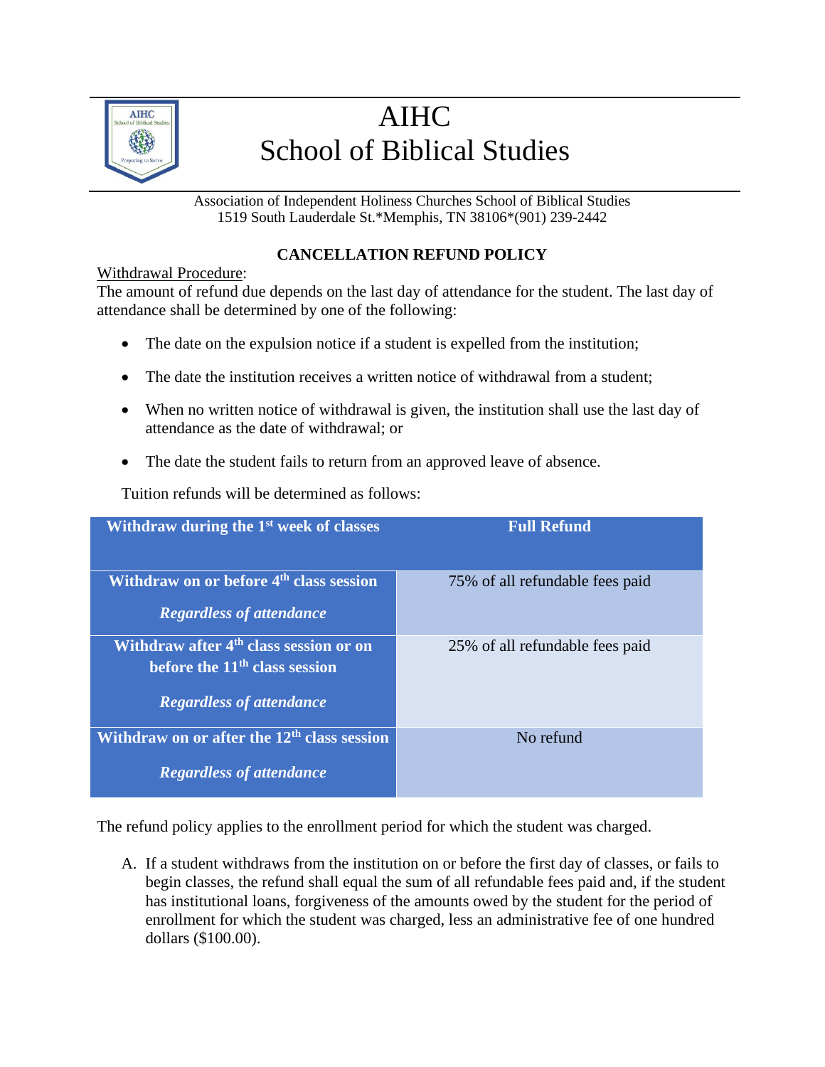# AIHC
# School of Biblical Studies

Association of Independent Holiness Churches School of Biblical Studies
1519 South Lauderdale St.*Memphis, TN 38106*(901) 239-2442

## CANCELLATION REFUND POLICY

Withdrawal Procedure:
The amount of refund due depends on the last day of attendance for the student. The last day of attendance shall be determined by one of the following:

- The date on the expulsion notice if a student is expelled from the institution;
- The date the institution receives a written notice of withdrawal from a student;
- When no written notice of withdrawal is given, the institution shall use the last day of attendance as the date of withdrawal; or
- The date the student fails to return from an approved leave of absence.

Tuition refunds will be determined as follows:

| **Withdraw during the 1st week of classes** | **Full Refund** |
|---|---|
| **Withdraw on or before 4th class session** ***Regardless of attendance*** | 75% of all refundable fees paid |
| **Withdraw after 4th class session or on before the 11th class session** ***Regardless of attendance*** | 25% of all refundable fees paid |
| **Withdraw on or after the 12th class session** ***Regardless of attendance*** | No refund |

The refund policy applies to the enrollment period for which the student was charged.

A. If a student withdraws from the institution on or before the first day of classes, or fails to begin classes, the refund shall equal the sum of all refundable fees paid and, if the student has institutional loans, forgiveness of the amounts owed by the student for the period of enrollment for which the student was charged, less an administrative fee of one hundred dollars ($100.00).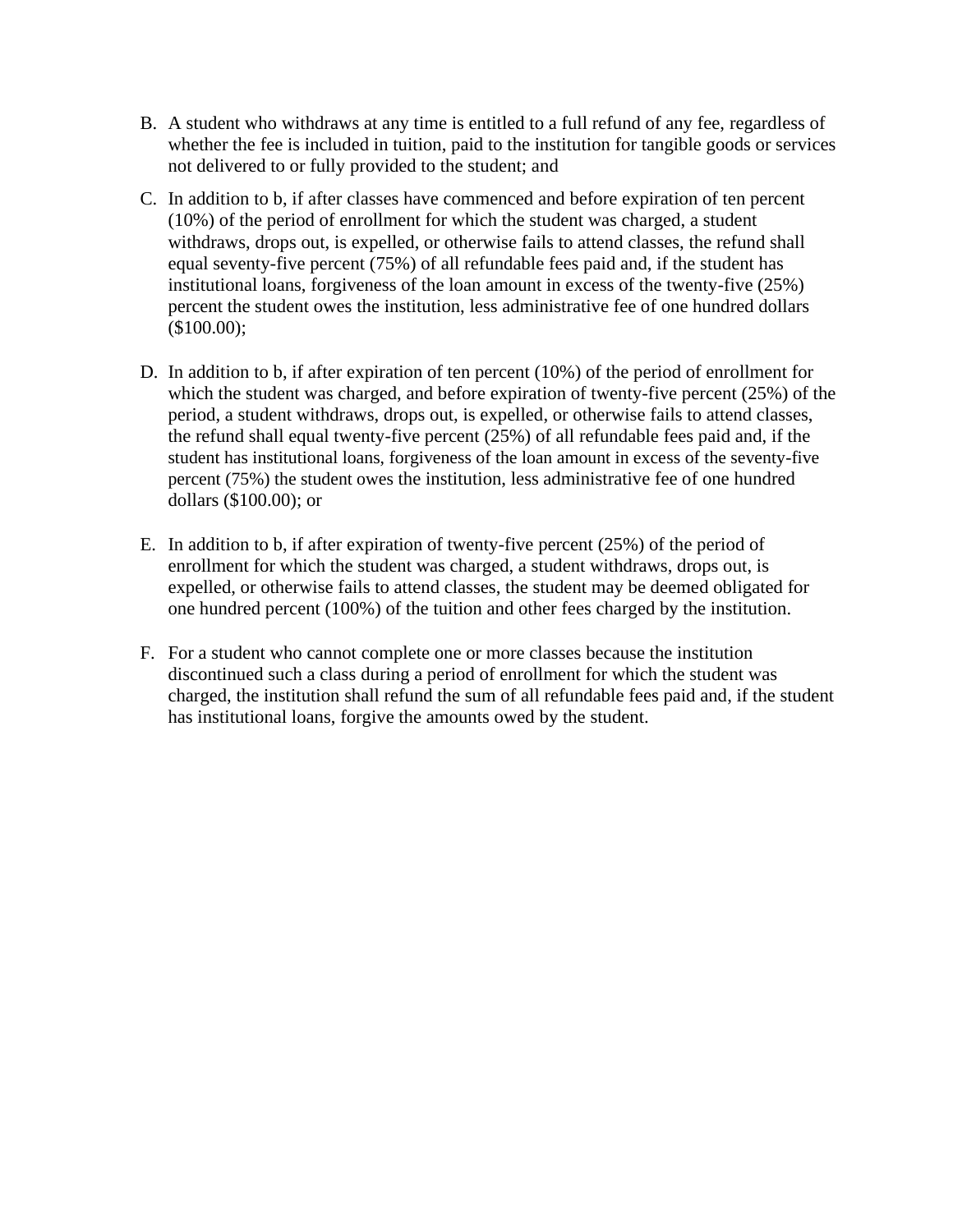B. A student who withdraws at any time is entitled to a full refund of any fee, regardless of whether the fee is included in tuition, paid to the institution for tangible goods or services not delivered to or fully provided to the student; and

C. In addition to b, if after classes have commenced and before expiration of ten percent (10%) of the period of enrollment for which the student was charged, a student withdraws, drops out, is expelled, or otherwise fails to attend classes, the refund shall equal seventy-five percent (75%) of all refundable fees paid and, if the student has institutional loans, forgiveness of the loan amount in excess of the twenty-five (25%) percent the student owes the institution, less administrative fee of one hundred dollars ($100.00);

D. In addition to b, if after expiration of ten percent (10%) of the period of enrollment for which the student was charged, and before expiration of twenty-five percent (25%) of the period, a student withdraws, drops out, is expelled, or otherwise fails to attend classes, the refund shall equal twenty-five percent (25%) of all refundable fees paid and, if the student has institutional loans, forgiveness of the loan amount in excess of the seventy-five percent (75%) the student owes the institution, less administrative fee of one hundred dollars ($100.00); or

E. In addition to b, if after expiration of twenty-five percent (25%) of the period of enrollment for which the student was charged, a student withdraws, drops out, is expelled, or otherwise fails to attend classes, the student may be deemed obligated for one hundred percent (100%) of the tuition and other fees charged by the institution.

F. For a student who cannot complete one or more classes because the institution discontinued such a class during a period of enrollment for which the student was charged, the institution shall refund the sum of all refundable fees paid and, if the student has institutional loans, forgive the amounts owed by the student.